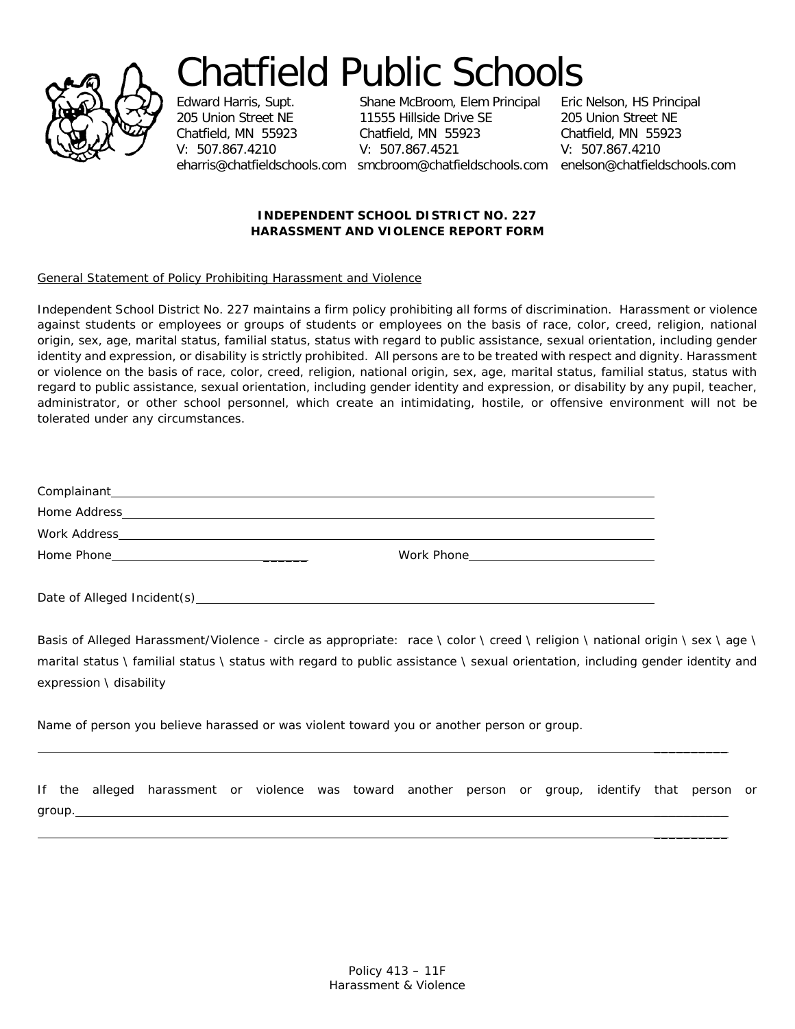# Chatfield Public Schools

Edward Harris, Supt.
205 Union Street NE
Chatfield, MN 55923
V: 507.867.4210
eharris@chatfieldschools.com

Shane McBroom, Elem Principal
11555 Hillside Drive SE
Chatfield, MN 55923
V: 507.867.4521
smcbroom@chatfieldschools.com

Eric Nelson, HS Principal
205 Union Street NE
Chatfield, MN 55923
V: 507.867.4210
enelson@chatfieldschools.com

**INDEPENDENT SCHOOL DISTRICT NO. 227**
**HARASSMENT AND VIOLENCE REPORT FORM**

General Statement of Policy Prohibiting Harassment and Violence

Independent School District No. 227 maintains a firm policy prohibiting all forms of discrimination. Harassment or violence against students or employees or groups of students or employees on the basis of race, color, creed, religion, national origin, sex, age, marital status, familial status, status with regard to public assistance, sexual orientation, including gender identity and expression, or disability is strictly prohibited. All persons are to be treated with respect and dignity. Harassment or violence on the basis of race, color, creed, religion, national origin, sex, age, marital status, familial status, status with regard to public assistance, sexual orientation, including gender identity and expression, or disability by any pupil, teacher, administrator, or other school personnel, which create an intimidating, hostile, or offensive environment will not be tolerated under any circumstances.

Complainant ______________________________________________

Home Address ______________________________________________

Work Address ______________________________________________

Home Phone ______________________ Work Phone ______________________

Date of Alleged Incident(s) ______________________________________________

Basis of Alleged Harassment/Violence - circle as appropriate: race \ color \ creed \ religion \ national origin \ sex \ age \ marital status \ familial status \ status with regard to public assistance \ sexual orientation, including gender identity and expression \ disability

Name of person you believe harassed or was violent toward you or another person or group.

______________________________________________

If the alleged harassment or violence was toward another person or group, identify that person or group. ______________________________________________

______________________________________________

Policy 413 – 11F
Harassment & Violence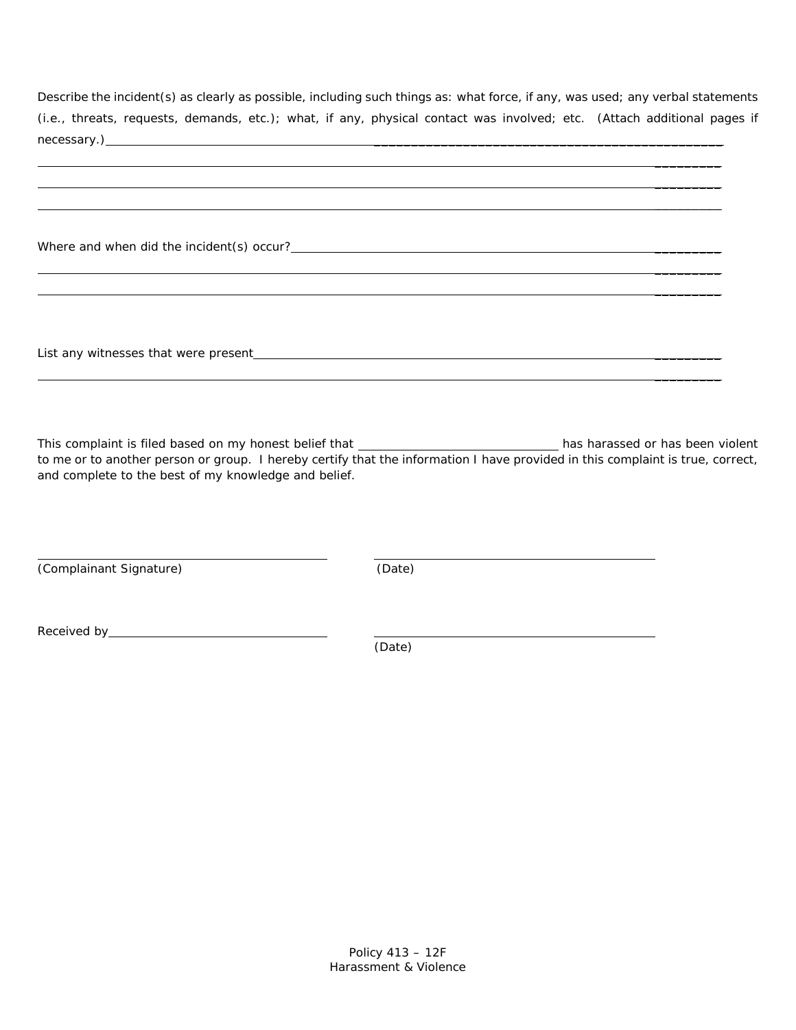Describe the incident(s) as clearly as possible, including such things as: what force, if any, was used; any verbal statements (i.e., threats, requests, demands, etc.); what, if any, physical contact was involved; etc. (Attach additional pages if necessary.)\_\_\_\_\_\_\_\_\_\_\_\_\_\_\_\_\_\_\_\_\_\_\_\_\_\_\_\_\_\_\_\_\_\_\_\_\_\_\_\_\_\_\_\_\_\_\_\_\_\_\_\_\_\_\_\_\_\_\_\_\_\_\_\_\_\_\_\_\_\_

\_\_\_\_\_\_\_\_\_\_\_\_\_\_\_\_\_\_\_\_\_\_\_\_\_\_\_\_\_\_\_\_\_\_\_\_\_\_\_\_\_\_\_\_\_\_\_\_\_\_\_\_\_\_\_\_\_\_\_\_\_\_\_\_\_\_\_\_\_\_\_\_\_\_\_\_\_\_\_\_\_\_\_\_\_\_\_\_\_\_\_\_

\_\_\_\_\_\_\_\_\_\_\_\_\_\_\_\_\_\_\_\_\_\_\_\_\_\_\_\_\_\_\_\_\_\_\_\_\_\_\_\_\_\_\_\_\_\_\_\_\_\_\_\_\_\_\_\_\_\_\_\_\_\_\_\_\_\_\_\_\_\_\_\_\_\_\_\_\_\_\_\_\_\_\_\_\_\_\_\_\_\_\_\_

\_\_\_\_\_\_\_\_\_\_\_\_\_\_\_\_\_\_\_\_\_\_\_\_\_\_\_\_\_\_\_\_\_\_\_\_\_\_\_\_\_\_\_\_\_\_\_\_\_\_\_\_\_\_\_\_\_\_\_\_\_\_\_\_\_\_\_\_\_\_\_\_\_\_\_\_\_\_\_\_\_\_\_\_\_\_\_\_\_\_\_\_

Where and when did the incident(s) occur?\_\_\_\_\_\_\_\_\_\_\_\_\_\_\_\_\_\_\_\_\_\_\_\_\_\_\_\_\_\_\_\_\_\_\_\_\_\_\_\_\_\_\_\_\_\_\_\_\_\_\_\_\_\_\_\_\_\_\_\_\_\_\_\_\_\_\_\_

\_\_\_\_\_\_\_\_\_\_\_\_\_\_\_\_\_\_\_\_\_\_\_\_\_\_\_\_\_\_\_\_\_\_\_\_\_\_\_\_\_\_\_\_\_\_\_\_\_\_\_\_\_\_\_\_\_\_\_\_\_\_\_\_\_\_\_\_\_\_\_\_\_\_\_\_\_\_\_\_\_\_\_\_\_\_\_\_\_\_\_\_

\_\_\_\_\_\_\_\_\_\_\_\_\_\_\_\_\_\_\_\_\_\_\_\_\_\_\_\_\_\_\_\_\_\_\_\_\_\_\_\_\_\_\_\_\_\_\_\_\_\_\_\_\_\_\_\_\_\_\_\_\_\_\_\_\_\_\_\_\_\_\_\_\_\_\_\_\_\_\_\_\_\_\_\_\_\_\_\_\_\_\_\_

List any witnesses that were present\_\_\_\_\_\_\_\_\_\_\_\_\_\_\_\_\_\_\_\_\_\_\_\_\_\_\_\_\_\_\_\_\_\_\_\_\_\_\_\_\_\_\_\_\_\_\_\_\_\_\_\_\_\_\_\_\_\_\_\_\_\_\_\_\_\_\_\_\_\_\_\_

\_\_\_\_\_\_\_\_\_\_\_\_\_\_\_\_\_\_\_\_\_\_\_\_\_\_\_\_\_\_\_\_\_\_\_\_\_\_\_\_\_\_\_\_\_\_\_\_\_\_\_\_\_\_\_\_\_\_\_\_\_\_\_\_\_\_\_\_\_\_\_\_\_\_\_\_\_\_\_\_\_\_\_\_\_\_\_\_\_\_\_\_

This complaint is filed based on my honest belief that \_\_\_\_\_\_\_\_\_\_\_\_\_\_\_\_\_\_\_\_\_\_\_\_\_\_\_\_\_\_\_\_ has harassed or has been violent to me or to another person or group. I hereby certify that the information I have provided in this complaint is true, correct, and complete to the best of my knowledge and belief.

\_\_\_\_\_\_\_\_\_\_\_\_\_\_\_\_\_\_\_\_\_\_\_\_\_\_\_\_\_\_\_\_\_\_\_\_\_\_\_\_\_\_\_ \_\_\_\_\_\_\_\_\_\_\_\_\_\_\_\_\_\_\_\_\_\_\_\_\_\_\_\_\_\_\_\_\_\_\_\_\_\_\_\_\_\_\_

(Complainant Signature) (Date)

Received by\_\_\_\_\_\_\_\_\_\_\_\_\_\_\_\_\_\_\_\_\_\_\_\_\_\_\_\_\_\_\_\_\_\_\_\_ \_\_\_\_\_\_\_\_\_\_\_\_\_\_\_\_\_\_\_\_\_\_\_\_\_\_\_\_\_\_\_\_\_\_\_\_\_\_\_\_\_\_\_

(Date)

Policy 413 – 12F
Harassment & Violence